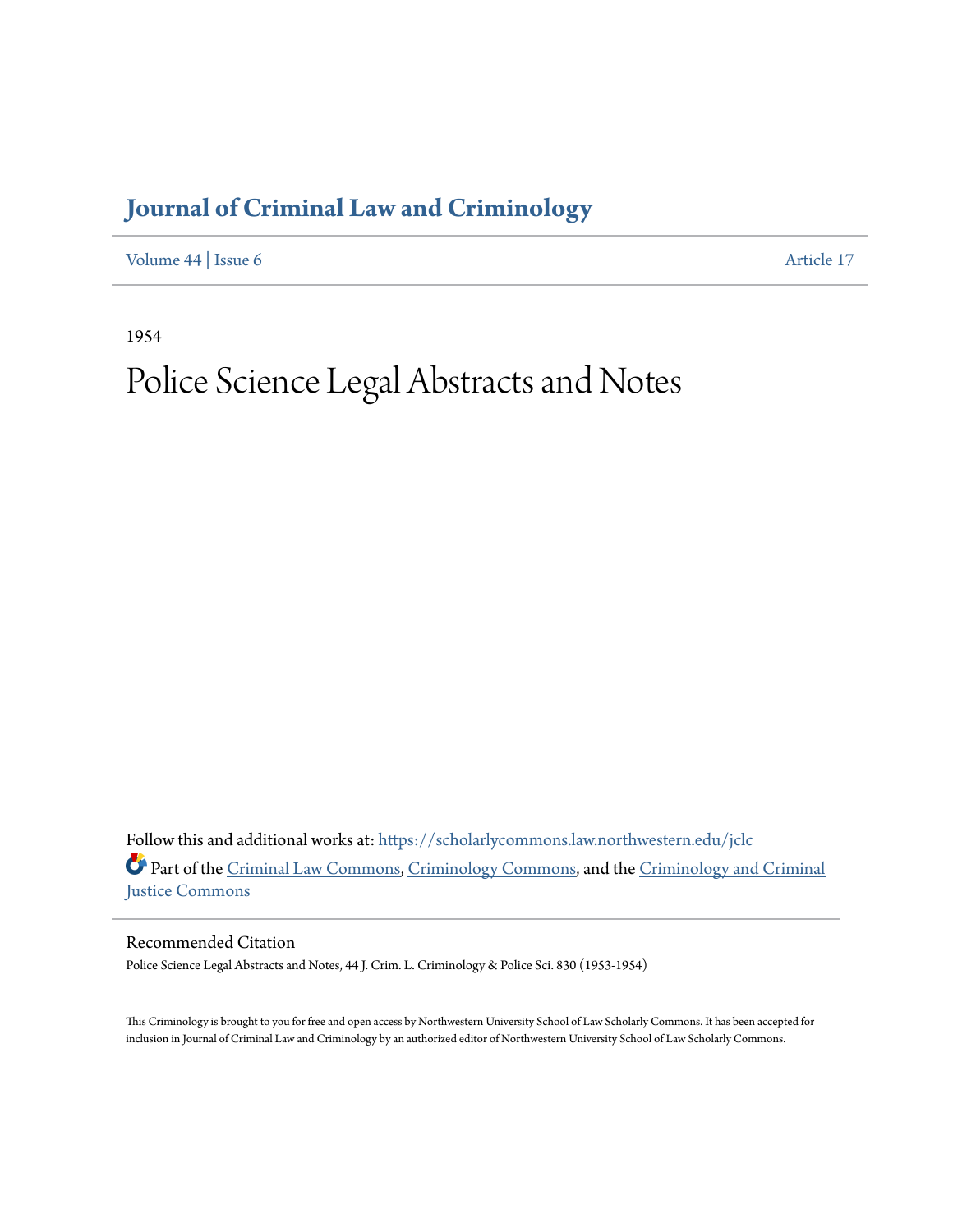# Journal of Criminal Law and Criminology

Volume 44 | Issue 6 Article 17

1954

# Police Science Legal Abstracts and Notes

Follow this and additional works at: https://scholarlycommons.law.northwestern.edu/jclc

Part of the Criminal Law Commons, Criminology Commons, and the Criminology and Criminal Justice Commons

## Recommended Citation

Police Science Legal Abstracts and Notes, 44 J. Crim. L. Criminology & Police Sci. 830 (1953-1954)

This Criminology is brought to you for free and open access by Northwestern University School of Law Scholarly Commons. It has been accepted for inclusion in Journal of Criminal Law and Criminology by an authorized editor of Northwestern University School of Law Scholarly Commons.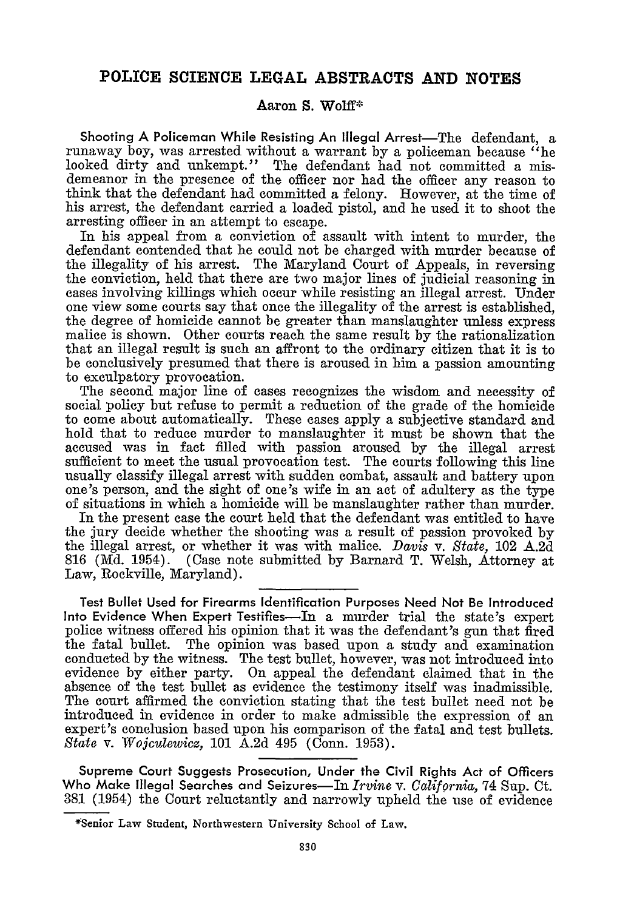## POLICE SCIENCE LEGAL ABSTRACTS AND NOTES

### Aaron S. Wolff*

**Shooting A Policeman While Resisting An Illegal Arrest**—The defendant, a runaway boy, was arrested without a warrant by a policeman because "he looked dirty and unkempt." The defendant had not committed a misdemeanor in the presence of the officer nor had the officer any reason to think that the defendant had committed a felony. However, at the time of his arrest, the defendant carried a loaded pistol, and he used it to shoot the arresting officer in an attempt to escape.

In his appeal from a conviction of assault with intent to murder, the defendant contended that he could not be charged with murder because of the illegality of his arrest. The Maryland Court of Appeals, in reversing the conviction, held that there are two major lines of judicial reasoning in cases involving killings which occur while resisting an illegal arrest. Under one view some courts say that once the illegality of the arrest is established, the degree of homicide cannot be greater than manslaughter unless express malice is shown. Other courts reach the same result by the rationalization that an illegal result is such an affront to the ordinary citizen that it is to be conclusively presumed that there is aroused in him a passion amounting to exculpatory provocation.

The second major line of cases recognizes the wisdom and necessity of social policy but refuse to permit a reduction of the grade of the homicide to come about automatically. These cases apply a subjective standard and hold that to reduce murder to manslaughter it must be shown that the accused was in fact filled with passion aroused by the illegal arrest sufficient to meet the usual provocation test. The courts following this line usually classify illegal arrest with sudden combat, assault and battery upon one's person, and the sight of one's wife in an act of adultery as the type of situations in which a homicide will be manslaughter rather than murder.

In the present case the court held that the defendant was entitled to have the jury decide whether the shooting was a result of passion provoked by the illegal arrest, or whether it was with malice. *Davis* v. *State*, 102 A.2d 816 (Md. 1954). (Case note submitted by Barnard T. Welsh, Attorney at Law, Rockville, Maryland).

---

**Test Bullet Used for Firearms Identification Purposes Need Not Be Introduced Into Evidence When Expert Testifies**—In a murder trial the state's expert police witness offered his opinion that it was the defendant's gun that fired the fatal bullet. The opinion was based upon a study and examination conducted by the witness. The test bullet, however, was not introduced into evidence by either party. On appeal the defendant claimed that in the absence of the test bullet as evidence the testimony itself was inadmissible. The court affirmed the conviction stating that the test bullet need not be introduced in evidence in order to make admissible the expression of an expert's conclusion based upon his comparison of the fatal and test bullets. *State* v. *Wojculewicz*, 101 A.2d 495 (Conn. 1953).

---

**Supreme Court Suggests Prosecution, Under the Civil Rights Act of Officers Who Make Illegal Searches and Seizures**—In *Irvine* v. *California*, 74 Sup. Ct. 381 (1954) the Court reluctantly and narrowly upheld the use of evidence

---

*Senior Law Student, Northwestern University School of Law.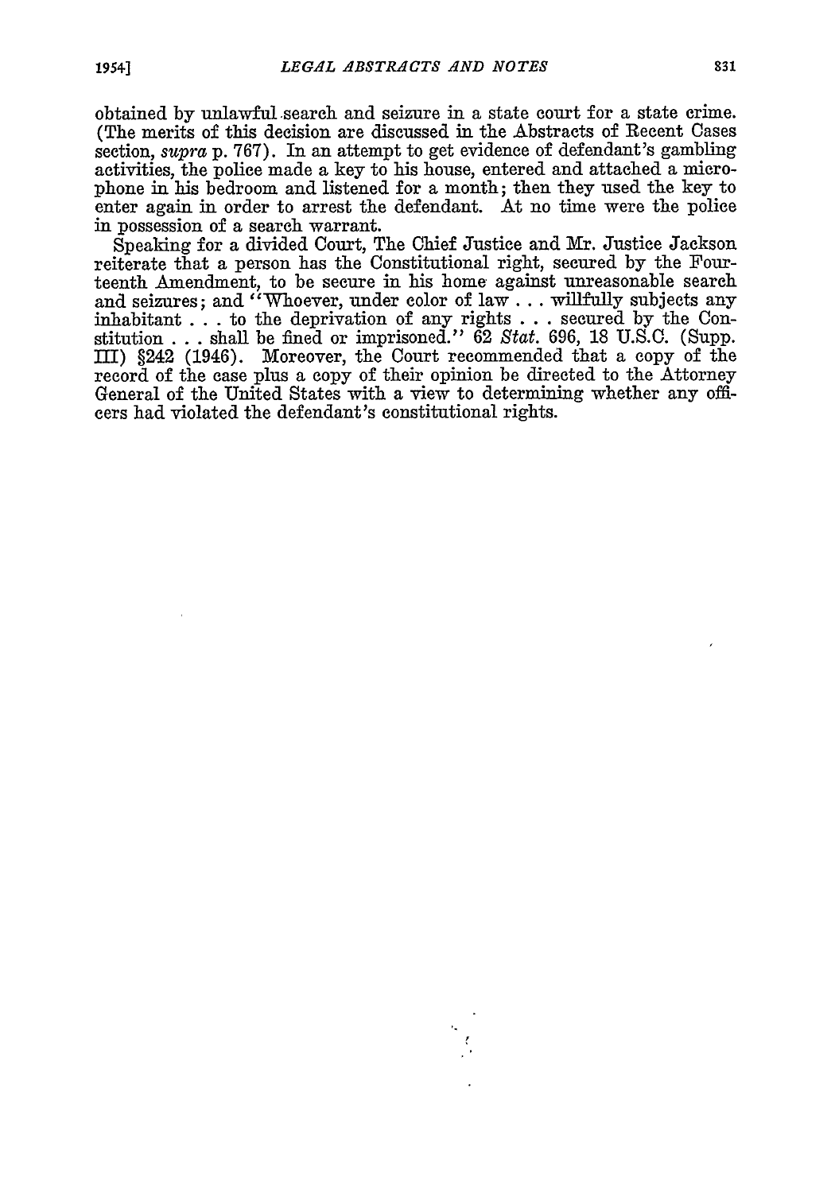obtained by unlawful search and seizure in a state court for a state crime. (The merits of this decision are discussed in the Abstracts of Recent Cases section, *supra* p. 767). In an attempt to get evidence of defendant's gambling activities, the police made a key to his house, entered and attached a microphone in his bedroom and listened for a month; then they used the key to enter again in order to arrest the defendant. At no time were the police in possession of a search warrant.

Speaking for a divided Court, The Chief Justice and Mr. Justice Jackson reiterate that a person has the Constitutional right, secured by the Fourteenth Amendment, to be secure in his home against unreasonable search and seizures; and "Whoever, under color of law . . . willfully subjects any inhabitant . . . to the deprivation of any rights . . . secured by the Constitution . . . shall be fined or imprisoned." 62 *Stat.* 696, 18 U.S.C. (Supp. III) §242 (1946). Moreover, the Court recommended that a copy of the record of the case plus a copy of their opinion be directed to the Attorney General of the United States with a view to determining whether any officers had violated the defendant's constitutional rights.